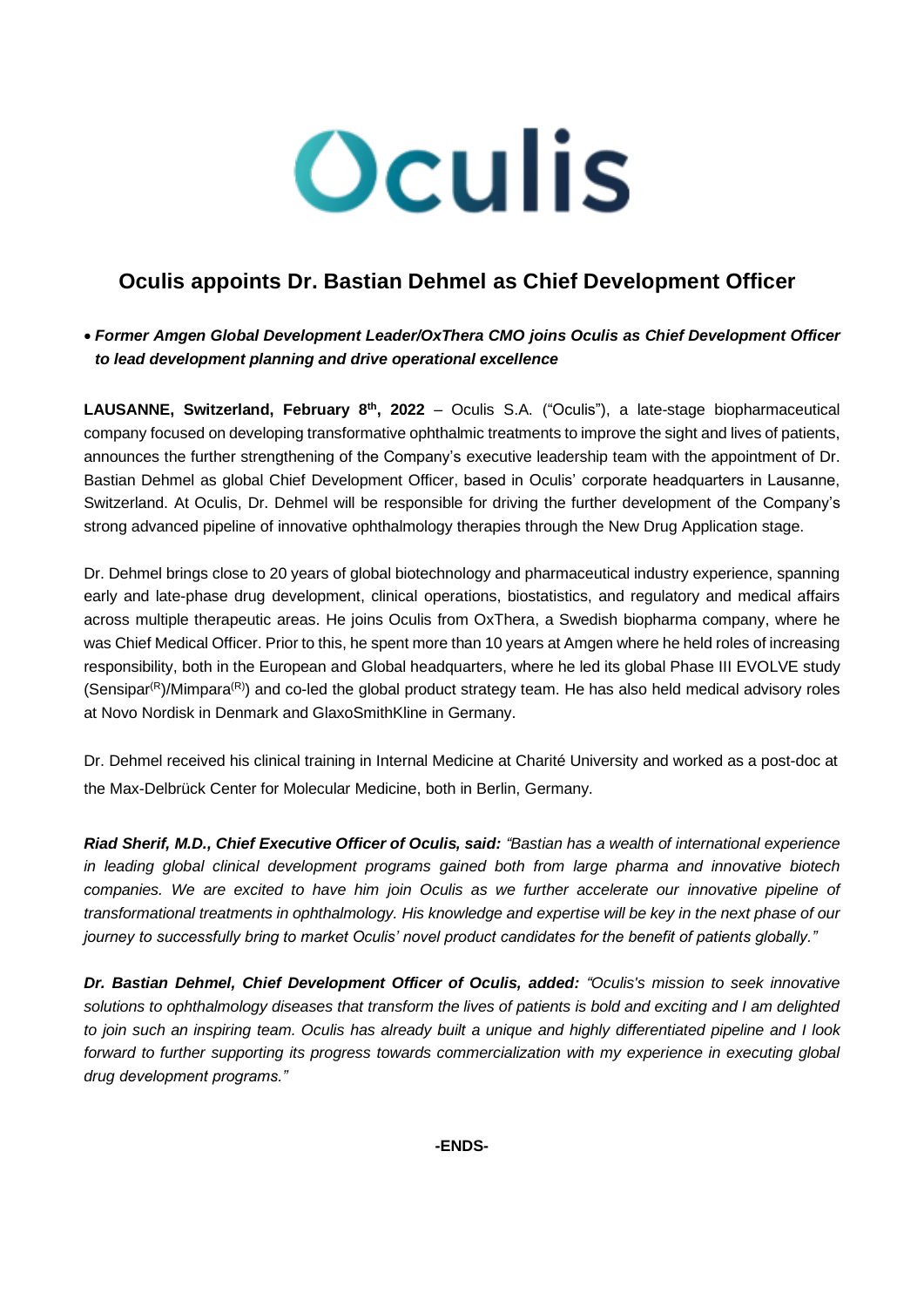# Oculis

## Oculis appoints Dr. Bastian Dehmel as Chief Development Officer

- ***Former Amgen Global Development Leader/OxThera CMO joins Oculis as Chief Development Officer to lead development planning and drive operational excellence***

**LAUSANNE, Switzerland, February 8th, 2022** – Oculis S.A. ("Oculis"), a late-stage biopharmaceutical company focused on developing transformative ophthalmic treatments to improve the sight and lives of patients, announces the further strengthening of the Company's executive leadership team with the appointment of Dr. Bastian Dehmel as global Chief Development Officer, based in Oculis' corporate headquarters in Lausanne, Switzerland. At Oculis, Dr. Dehmel will be responsible for driving the further development of the Company's strong advanced pipeline of innovative ophthalmology therapies through the New Drug Application stage.

Dr. Dehmel brings close to 20 years of global biotechnology and pharmaceutical industry experience, spanning early and late-phase drug development, clinical operations, biostatistics, and regulatory and medical affairs across multiple therapeutic areas. He joins Oculis from OxThera, a Swedish biopharma company, where he was Chief Medical Officer. Prior to this, he spent more than 10 years at Amgen where he held roles of increasing responsibility, both in the European and Global headquarters, where he led its global Phase III EVOLVE study (Sensipar(R)/Mimpara(R)) and co-led the global product strategy team. He has also held medical advisory roles at Novo Nordisk in Denmark and GlaxoSmithKline in Germany.

Dr. Dehmel received his clinical training in Internal Medicine at Charité University and worked as a post-doc at the Max-Delbrück Center for Molecular Medicine, both in Berlin, Germany.

***Riad Sherif, M.D., Chief Executive Officer of Oculis, said:*** *"Bastian has a wealth of international experience in leading global clinical development programs gained both from large pharma and innovative biotech companies. We are excited to have him join Oculis as we further accelerate our innovative pipeline of transformational treatments in ophthalmology. His knowledge and expertise will be key in the next phase of our journey to successfully bring to market Oculis' novel product candidates for the benefit of patients globally."*

***Dr. Bastian Dehmel, Chief Development Officer of Oculis, added:*** *"Oculis's mission to seek innovative solutions to ophthalmology diseases that transform the lives of patients is bold and exciting and I am delighted to join such an inspiring team. Oculis has already built a unique and highly differentiated pipeline and I look forward to further supporting its progress towards commercialization with my experience in executing global drug development programs."*

**-ENDS-**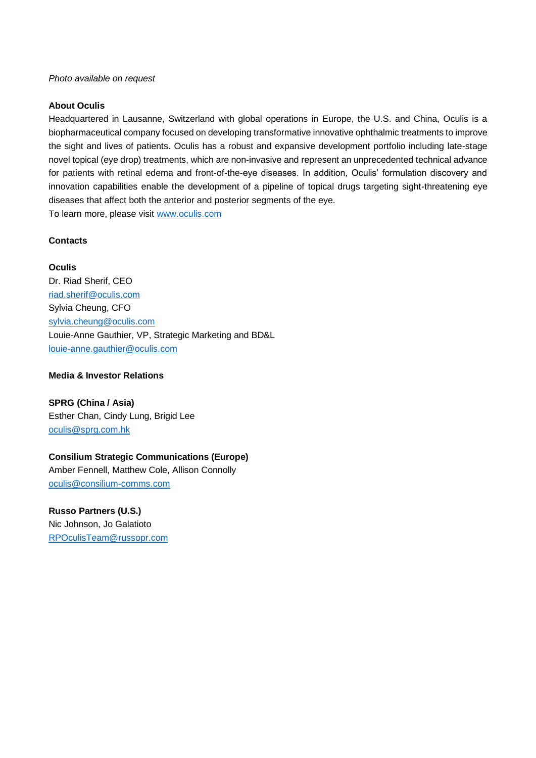*Photo available on request*

**About Oculis**

Headquartered in Lausanne, Switzerland with global operations in Europe, the U.S. and China, Oculis is a biopharmaceutical company focused on developing transformative innovative ophthalmic treatments to improve the sight and lives of patients. Oculis has a robust and expansive development portfolio including late-stage novel topical (eye drop) treatments, which are non-invasive and represent an unprecedented technical advance for patients with retinal edema and front-of-the-eye diseases. In addition, Oculis' formulation discovery and innovation capabilities enable the development of a pipeline of topical drugs targeting sight-threatening eye diseases that affect both the anterior and posterior segments of the eye.
To learn more, please visit www.oculis.com

**Contacts**

**Oculis**
Dr. Riad Sherif, CEO
riad.sherif@oculis.com
Sylvia Cheung, CFO
sylvia.cheung@oculis.com
Louie-Anne Gauthier, VP, Strategic Marketing and BD&L
louie-anne.gauthier@oculis.com

**Media & Investor Relations**

**SPRG (China / Asia)**
Esther Chan, Cindy Lung, Brigid Lee
oculis@sprg.com.hk

**Consilium Strategic Communications (Europe)**
Amber Fennell, Matthew Cole, Allison Connolly
oculis@consilium-comms.com

**Russo Partners (U.S.)**
Nic Johnson, Jo Galatioto
RPOculisTeam@russopr.com